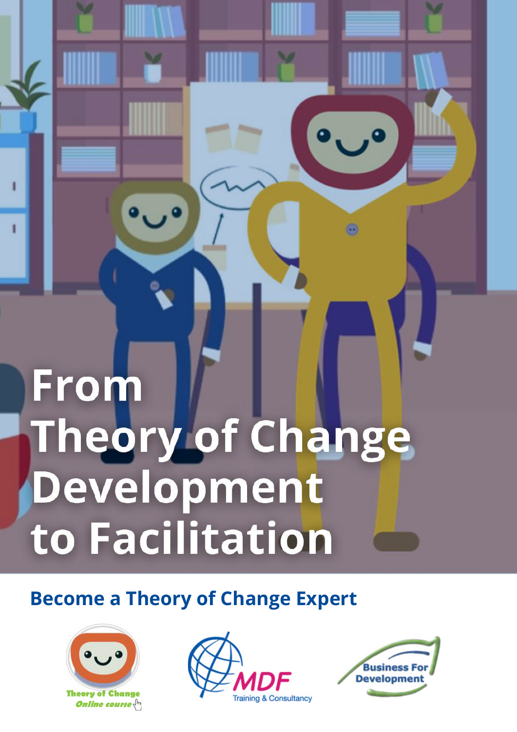# From Theory of Change Development to Facilitation

## Become a Theory of Change Expert

Theory of Change Online course

MDF Training & Consultancy

Business For Development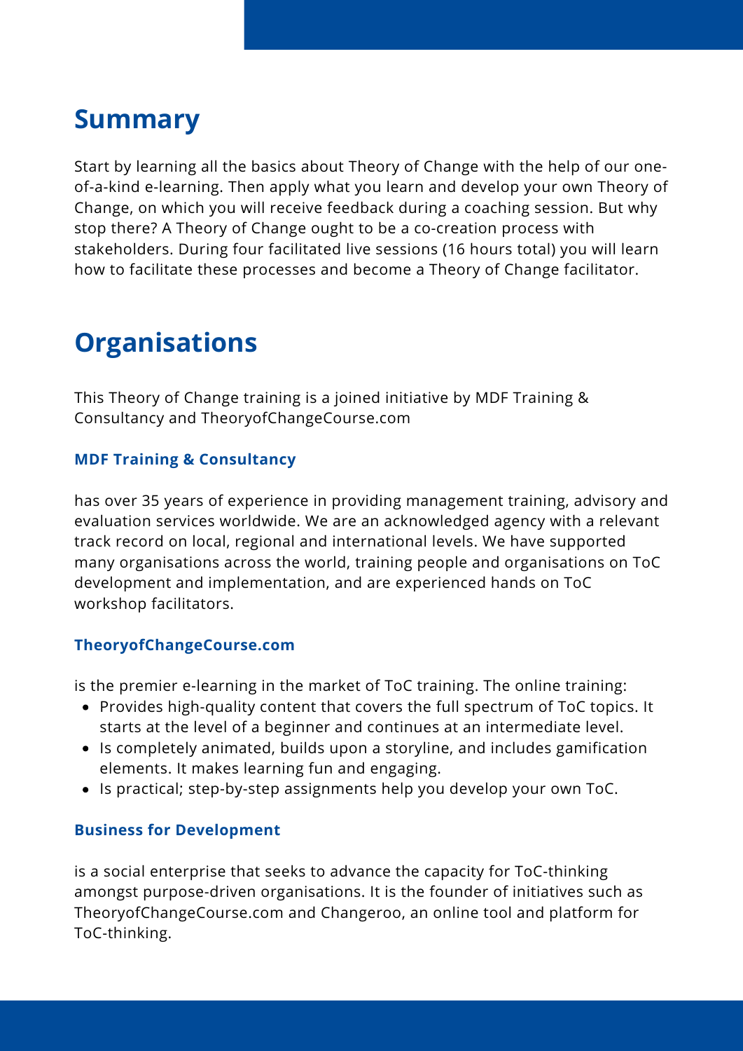## Summary

Start by learning all the basics about Theory of Change with the help of our one-of-a-kind e-learning. Then apply what you learn and develop your own Theory of Change, on which you will receive feedback during a coaching session. But why stop there? A Theory of Change ought to be a co-creation process with stakeholders. During four facilitated live sessions (16 hours total) you will learn how to facilitate these processes and become a Theory of Change facilitator.

## Organisations

This Theory of Change training is a joined initiative by MDF Training & Consultancy and TheoryofChangeCourse.com

### MDF Training & Consultancy

has over 35 years of experience in providing management training, advisory and evaluation services worldwide. We are an acknowledged agency with a relevant track record on local, regional and international levels. We have supported many organisations across the world, training people and organisations on ToC development and implementation, and are experienced hands on ToC workshop facilitators.

### TheoryofChangeCourse.com

is the premier e-learning in the market of ToC training. The online training:

- Provides high-quality content that covers the full spectrum of ToC topics. It starts at the level of a beginner and continues at an intermediate level.
- Is completely animated, builds upon a storyline, and includes gamification elements. It makes learning fun and engaging.
- Is practical; step-by-step assignments help you develop your own ToC.

### Business for Development

is a social enterprise that seeks to advance the capacity for ToC-thinking amongst purpose-driven organisations. It is the founder of initiatives such as TheoryofChangeCourse.com and Changeroo, an online tool and platform for ToC-thinking.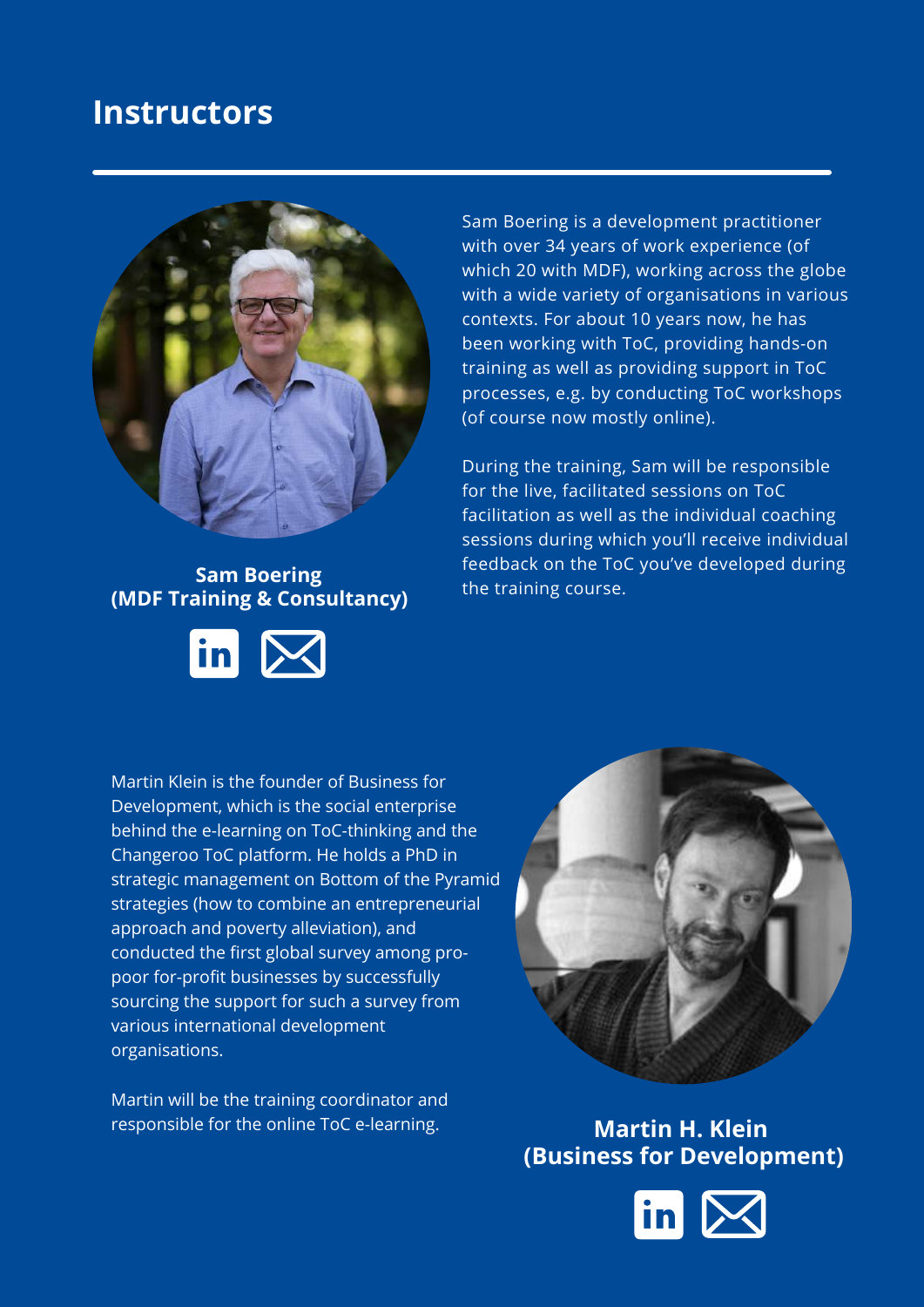# Instructors

**Sam Boering**
**(MDF Training & Consultancy)**

Sam Boering is a development practitioner with over 34 years of work experience (of which 20 with MDF), working across the globe with a wide variety of organisations in various contexts. For about 10 years now, he has been working with ToC, providing hands-on training as well as providing support in ToC processes, e.g. by conducting ToC workshops (of course now mostly online).

During the training, Sam will be responsible for the live, facilitated sessions on ToC facilitation as well as the individual coaching sessions during which you'll receive individual feedback on the ToC you've developed during the training course.

**Martin H. Klein**
**(Business for Development)**

Martin Klein is the founder of Business for Development, which is the social enterprise behind the e-learning on ToC-thinking and the Changeroo ToC platform. He holds a PhD in strategic management on Bottom of the Pyramid strategies (how to combine an entrepreneurial approach and poverty alleviation), and conducted the first global survey among pro-poor for-profit businesses by successfully sourcing the support for such a survey from various international development organisations.

Martin will be the training coordinator and responsible for the online ToC e-learning.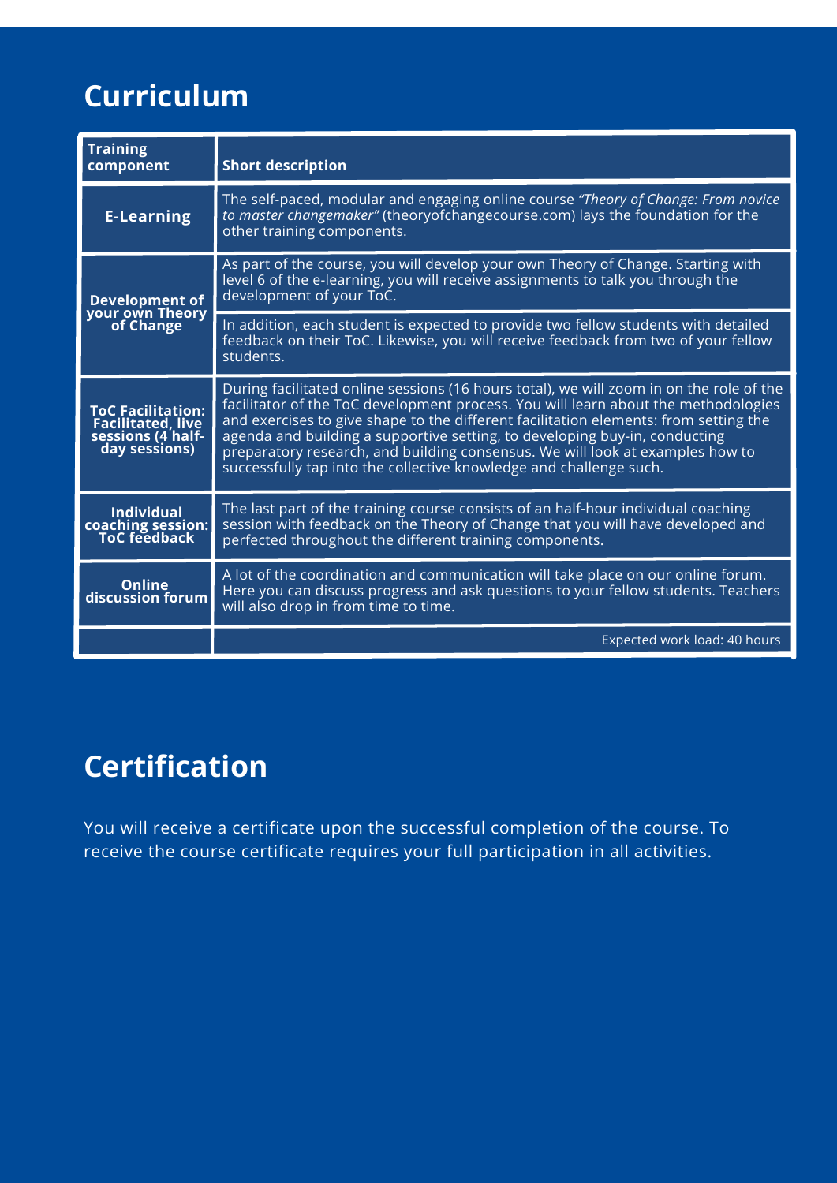## Curriculum

| Training component | Short description |
|---|---|
| E-Learning | The self-paced, modular and engaging online course *"Theory of Change: From novice to master changemaker"* (theoryofchangecourse.com) lays the foundation for the other training components. |
| Development of your own Theory of Change | As part of the course, you will develop your own Theory of Change. Starting with level 6 of the e-learning, you will receive assignments to talk you through the development of your ToC. |
| | In addition, each student is expected to provide two fellow students with detailed feedback on their ToC. Likewise, you will receive feedback from two of your fellow students. |
| ToC Facilitation: Facilitated, live sessions (4 half-day sessions) | During facilitated online sessions (16 hours total), we will zoom in on the role of the facilitator of the ToC development process. You will learn about the methodologies and exercises to give shape to the different facilitation elements: from setting the agenda and building a supportive setting, to developing buy-in, conducting preparatory research, and building consensus. We will look at examples how to successfully tap into the collective knowledge and challenge such. |
| Individual coaching session: ToC feedback | The last part of the training course consists of an half-hour individual coaching session with feedback on the Theory of Change that you will have developed and perfected throughout the different training components. |
| Online discussion forum | A lot of the coordination and communication will take place on our online forum. Here you can discuss progress and ask questions to your fellow students. Teachers will also drop in from time to time. |
| | Expected work load: 40 hours |

## Certification

You will receive a certificate upon the successful completion of the course. To receive the course certificate requires your full participation in all activities.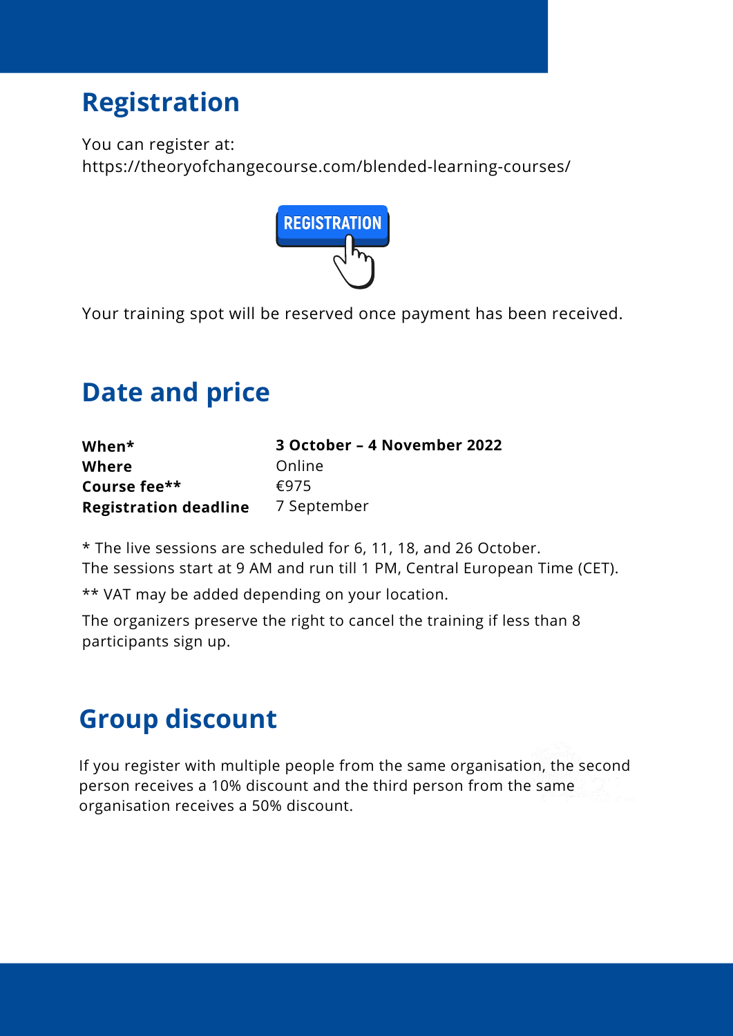## Registration

You can register at:
https://theoryofchangecourse.com/blended-learning-courses/

Your training spot will be reserved once payment has been received.

## Date and price

| | |
|---|---|
| **When*** | **3 October – 4 November 2022** |
| **Where** | Online |
| **Course fee**** | €975 |
| **Registration deadline** | 7 September |

* The live sessions are scheduled for 6, 11, 18, and 26 October.
The sessions start at 9 AM and run till 1 PM, Central European Time (CET).

** VAT may be added depending on your location.

The organizers preserve the right to cancel the training if less than 8 participants sign up.

## Group discount

If you register with multiple people from the same organisation, the second person receives a 10% discount and the third person from the same organisation receives a 50% discount.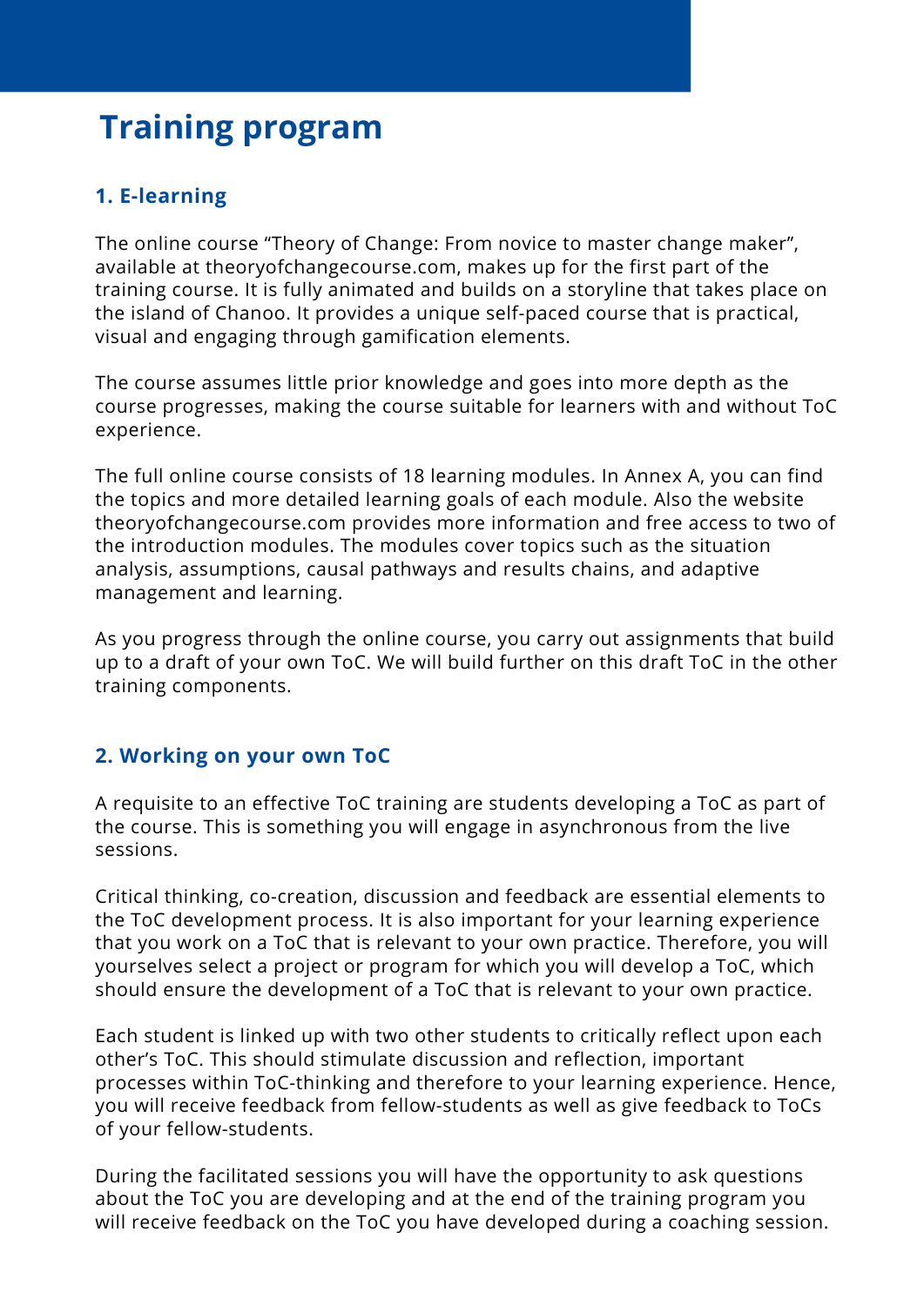# Training program

## 1. E-learning

The online course “Theory of Change: From novice to master change maker”, available at theoryofchangecourse.com, makes up for the first part of the training course. It is fully animated and builds on a storyline that takes place on the island of Chanoo. It provides a unique self-paced course that is practical, visual and engaging through gamification elements.

The course assumes little prior knowledge and goes into more depth as the course progresses, making the course suitable for learners with and without ToC experience.

The full online course consists of 18 learning modules. In Annex A, you can find the topics and more detailed learning goals of each module. Also the website theoryofchangecourse.com provides more information and free access to two of the introduction modules. The modules cover topics such as the situation analysis, assumptions, causal pathways and results chains, and adaptive management and learning.

As you progress through the online course, you carry out assignments that build up to a draft of your own ToC. We will build further on this draft ToC in the other training components.

## 2. Working on your own ToC

A requisite to an effective ToC training are students developing a ToC as part of the course. This is something you will engage in asynchronous from the live sessions.

Critical thinking, co-creation, discussion and feedback are essential elements to the ToC development process. It is also important for your learning experience that you work on a ToC that is relevant to your own practice. Therefore, you will yourselves select a project or program for which you will develop a ToC, which should ensure the development of a ToC that is relevant to your own practice.

Each student is linked up with two other students to critically reflect upon each other’s ToC. This should stimulate discussion and reflection, important processes within ToC-thinking and therefore to your learning experience. Hence, you will receive feedback from fellow-students as well as give feedback to ToCs of your fellow-students.

During the facilitated sessions you will have the opportunity to ask questions about the ToC you are developing and at the end of the training program you will receive feedback on the ToC you have developed during a coaching session.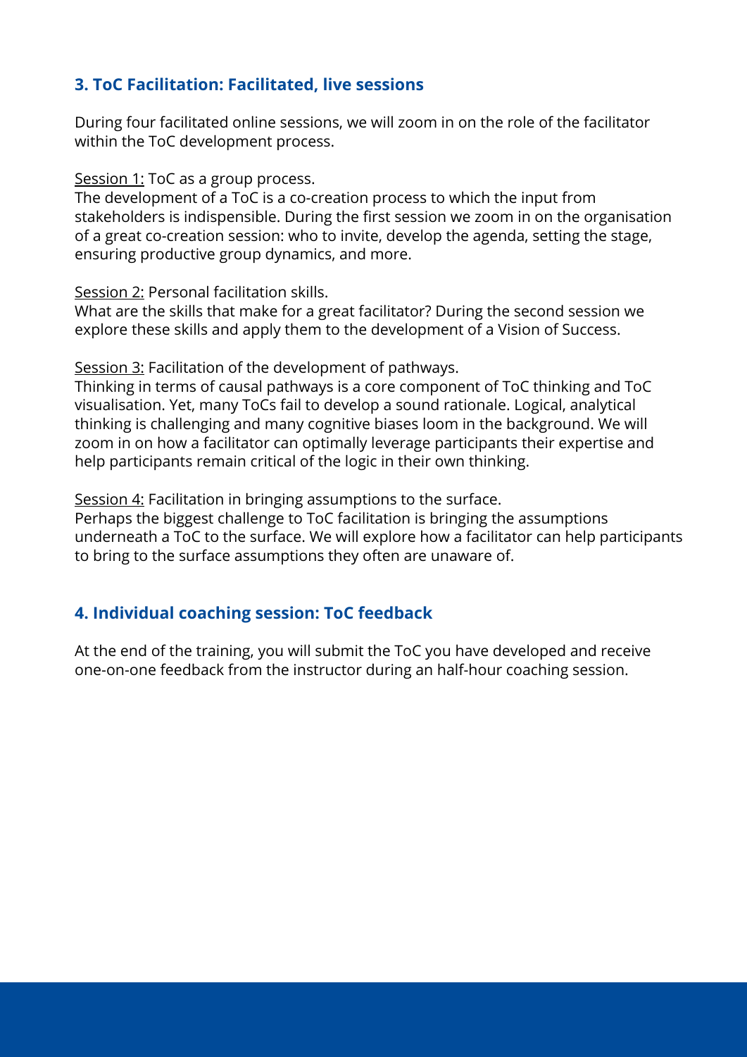## 3. ToC Facilitation: Facilitated, live sessions

During four facilitated online sessions, we will zoom in on the role of the facilitator within the ToC development process.

<u>Session 1:</u> ToC as a group process.
The development of a ToC is a co-creation process to which the input from stakeholders is indispensible. During the first session we zoom in on the organisation of a great co-creation session: who to invite, develop the agenda, setting the stage, ensuring productive group dynamics, and more.

<u>Session 2:</u> Personal facilitation skills.
What are the skills that make for a great facilitator? During the second session we explore these skills and apply them to the development of a Vision of Success.

<u>Session 3:</u> Facilitation of the development of pathways.
Thinking in terms of causal pathways is a core component of ToC thinking and ToC visualisation. Yet, many ToCs fail to develop a sound rationale. Logical, analytical thinking is challenging and many cognitive biases loom in the background. We will zoom in on how a facilitator can optimally leverage participants their expertise and help participants remain critical of the logic in their own thinking.

<u>Session 4:</u> Facilitation in bringing assumptions to the surface.
Perhaps the biggest challenge to ToC facilitation is bringing the assumptions underneath a ToC to the surface. We will explore how a facilitator can help participants to bring to the surface assumptions they often are unaware of.

## 4. Individual coaching session: ToC feedback

At the end of the training, you will submit the ToC you have developed and receive one-on-one feedback from the instructor during an half-hour coaching session.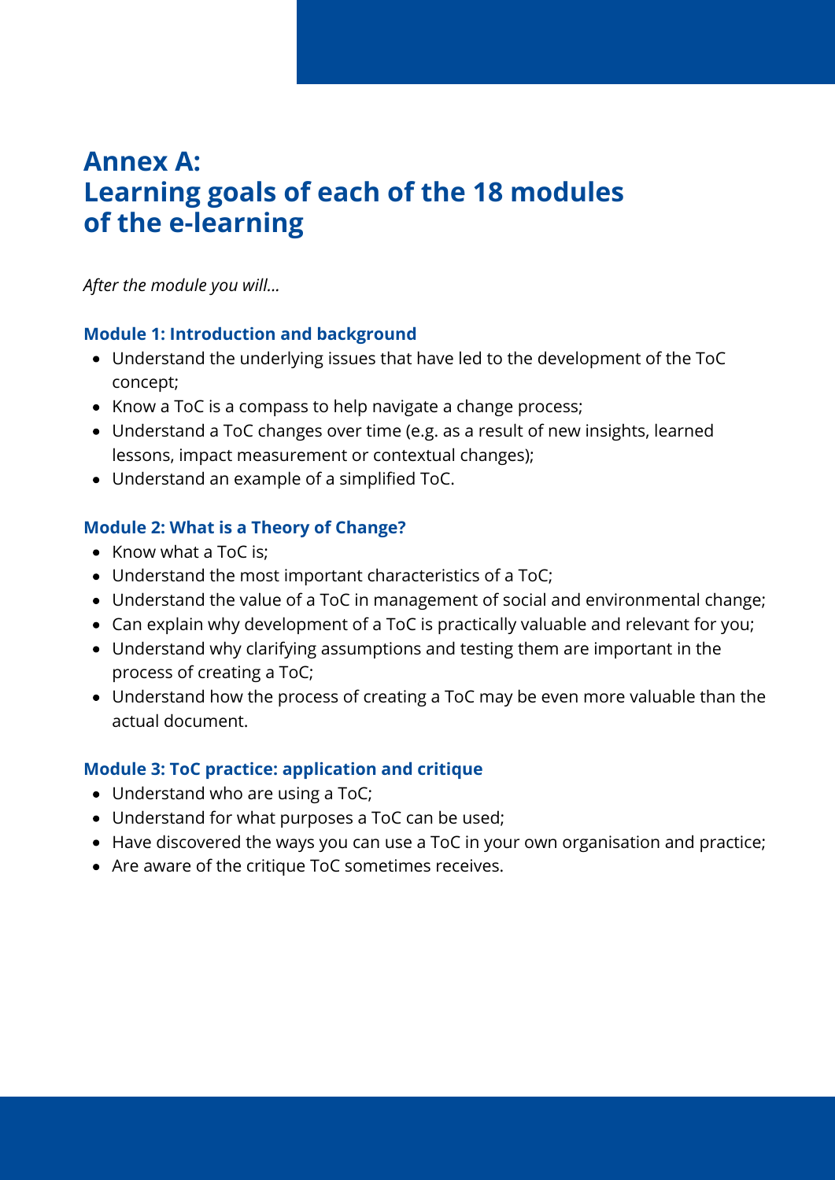# Annex A: Learning goals of each of the 18 modules of the e-learning

*After the module you will...*

### Module 1: Introduction and background

- Understand the underlying issues that have led to the development of the ToC concept;
- Know a ToC is a compass to help navigate a change process;
- Understand a ToC changes over time (e.g. as a result of new insights, learned lessons, impact measurement or contextual changes);
- Understand an example of a simplified ToC.

### Module 2: What is a Theory of Change?

- Know what a ToC is;
- Understand the most important characteristics of a ToC;
- Understand the value of a ToC in management of social and environmental change;
- Can explain why development of a ToC is practically valuable and relevant for you;
- Understand why clarifying assumptions and testing them are important in the process of creating a ToC;
- Understand how the process of creating a ToC may be even more valuable than the actual document.

### Module 3: ToC practice: application and critique

- Understand who are using a ToC;
- Understand for what purposes a ToC can be used;
- Have discovered the ways you can use a ToC in your own organisation and practice;
- Are aware of the critique ToC sometimes receives.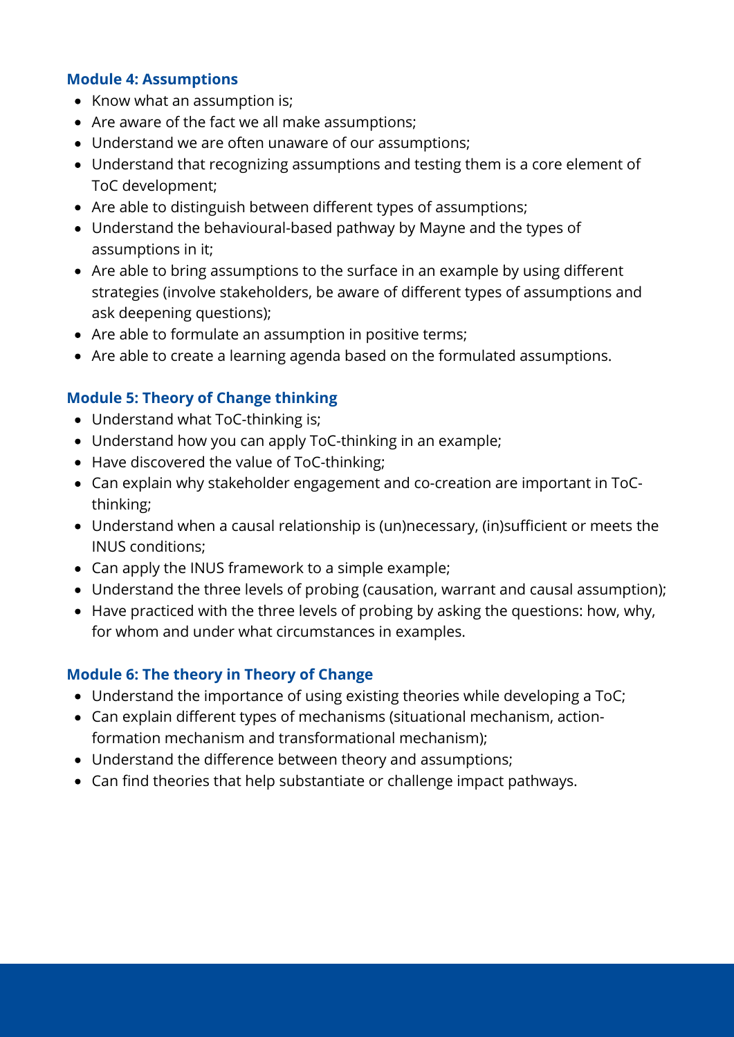### Module 4: Assumptions

- Know what an assumption is;
- Are aware of the fact we all make assumptions;
- Understand we are often unaware of our assumptions;
- Understand that recognizing assumptions and testing them is a core element of ToC development;
- Are able to distinguish between different types of assumptions;
- Understand the behavioural-based pathway by Mayne and the types of assumptions in it;
- Are able to bring assumptions to the surface in an example by using different strategies (involve stakeholders, be aware of different types of assumptions and ask deepening questions);
- Are able to formulate an assumption in positive terms;
- Are able to create a learning agenda based on the formulated assumptions.

### Module 5: Theory of Change thinking

- Understand what ToC-thinking is;
- Understand how you can apply ToC-thinking in an example;
- Have discovered the value of ToC-thinking;
- Can explain why stakeholder engagement and co-creation are important in ToC-thinking;
- Understand when a causal relationship is (un)necessary, (in)sufficient or meets the INUS conditions;
- Can apply the INUS framework to a simple example;
- Understand the three levels of probing (causation, warrant and causal assumption);
- Have practiced with the three levels of probing by asking the questions: how, why, for whom and under what circumstances in examples.

### Module 6: The theory in Theory of Change

- Understand the importance of using existing theories while developing a ToC;
- Can explain different types of mechanisms (situational mechanism, action-formation mechanism and transformational mechanism);
- Understand the difference between theory and assumptions;
- Can find theories that help substantiate or challenge impact pathways.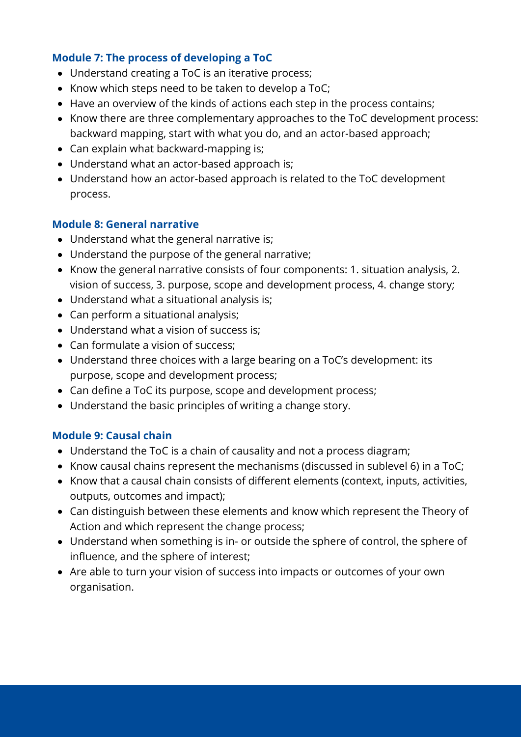### Module 7: The process of developing a ToC

- Understand creating a ToC is an iterative process;
- Know which steps need to be taken to develop a ToC;
- Have an overview of the kinds of actions each step in the process contains;
- Know there are three complementary approaches to the ToC development process: backward mapping, start with what you do, and an actor-based approach;
- Can explain what backward-mapping is;
- Understand what an actor-based approach is;
- Understand how an actor-based approach is related to the ToC development process.

### Module 8: General narrative

- Understand what the general narrative is;
- Understand the purpose of the general narrative;
- Know the general narrative consists of four components: 1. situation analysis, 2. vision of success, 3. purpose, scope and development process, 4. change story;
- Understand what a situational analysis is;
- Can perform a situational analysis;
- Understand what a vision of success is;
- Can formulate a vision of success;
- Understand three choices with a large bearing on a ToC's development: its purpose, scope and development process;
- Can define a ToC its purpose, scope and development process;
- Understand the basic principles of writing a change story.

### Module 9: Causal chain

- Understand the ToC is a chain of causality and not a process diagram;
- Know causal chains represent the mechanisms (discussed in sublevel 6) in a ToC;
- Know that a causal chain consists of different elements (context, inputs, activities, outputs, outcomes and impact);
- Can distinguish between these elements and know which represent the Theory of Action and which represent the change process;
- Understand when something is in- or outside the sphere of control, the sphere of influence, and the sphere of interest;
- Are able to turn your vision of success into impacts or outcomes of your own organisation.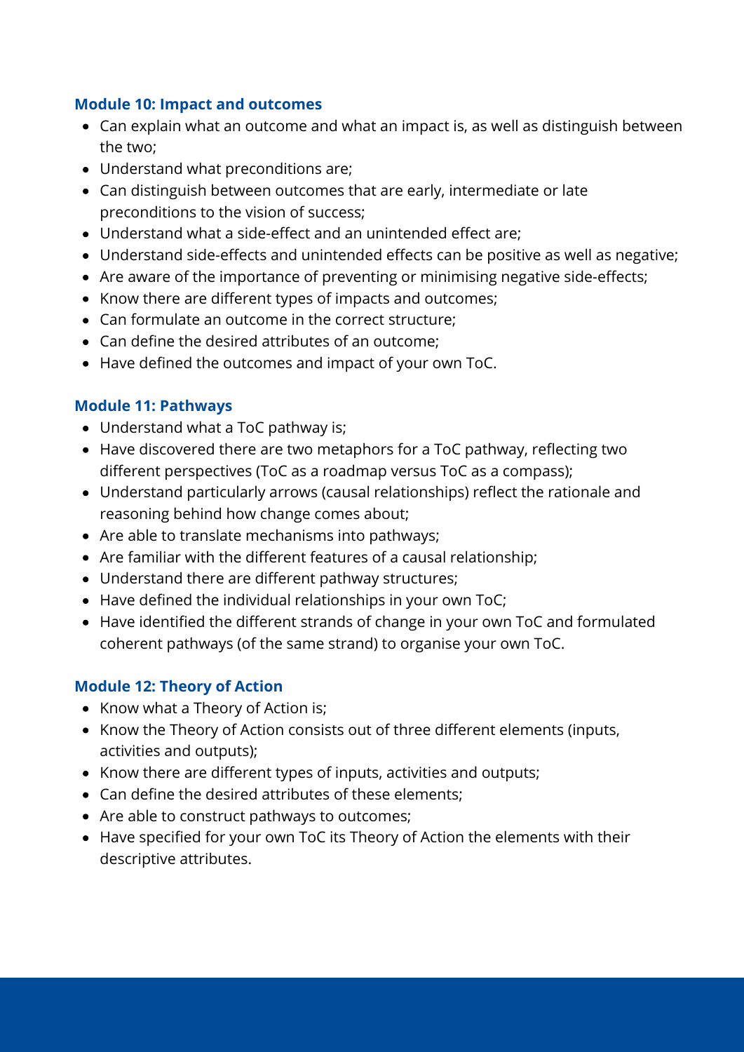### Module 10: Impact and outcomes

- Can explain what an outcome and what an impact is, as well as distinguish between the two;
- Understand what preconditions are;
- Can distinguish between outcomes that are early, intermediate or late preconditions to the vision of success;
- Understand what a side-effect and an unintended effect are;
- Understand side-effects and unintended effects can be positive as well as negative;
- Are aware of the importance of preventing or minimising negative side-effects;
- Know there are different types of impacts and outcomes;
- Can formulate an outcome in the correct structure;
- Can define the desired attributes of an outcome;
- Have defined the outcomes and impact of your own ToC.

### Module 11: Pathways

- Understand what a ToC pathway is;
- Have discovered there are two metaphors for a ToC pathway, reflecting two different perspectives (ToC as a roadmap versus ToC as a compass);
- Understand particularly arrows (causal relationships) reflect the rationale and reasoning behind how change comes about;
- Are able to translate mechanisms into pathways;
- Are familiar with the different features of a causal relationship;
- Understand there are different pathway structures;
- Have defined the individual relationships in your own ToC;
- Have identified the different strands of change in your own ToC and formulated coherent pathways (of the same strand) to organise your own ToC.

### Module 12: Theory of Action

- Know what a Theory of Action is;
- Know the Theory of Action consists out of three different elements (inputs, activities and outputs);
- Know there are different types of inputs, activities and outputs;
- Can define the desired attributes of these elements;
- Are able to construct pathways to outcomes;
- Have specified for your own ToC its Theory of Action the elements with their descriptive attributes.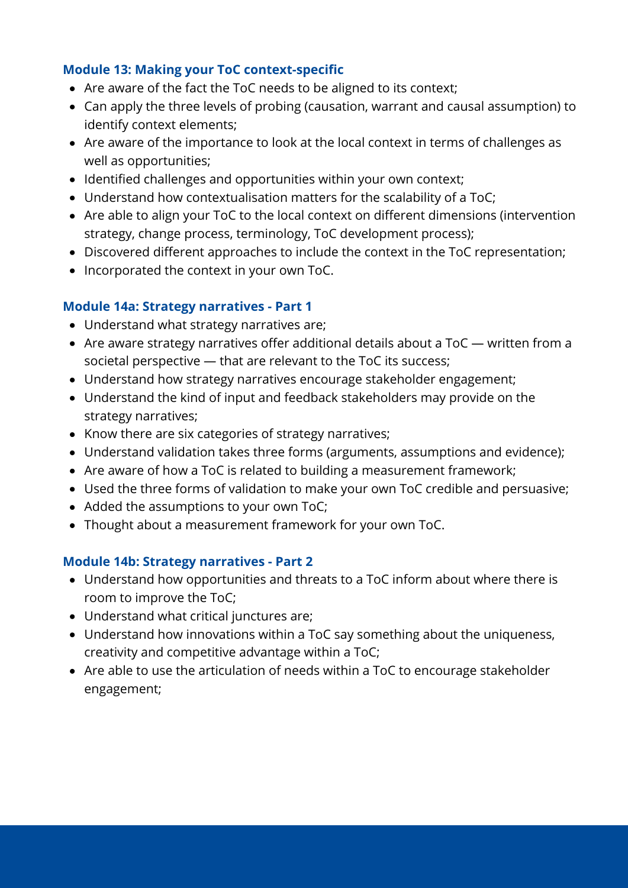### Module 13: Making your ToC context-specific

- Are aware of the fact the ToC needs to be aligned to its context;
- Can apply the three levels of probing (causation, warrant and causal assumption) to identify context elements;
- Are aware of the importance to look at the local context in terms of challenges as well as opportunities;
- Identified challenges and opportunities within your own context;
- Understand how contextualisation matters for the scalability of a ToC;
- Are able to align your ToC to the local context on different dimensions (intervention strategy, change process, terminology, ToC development process);
- Discovered different approaches to include the context in the ToC representation;
- Incorporated the context in your own ToC.

### Module 14a: Strategy narratives - Part 1

- Understand what strategy narratives are;
- Are aware strategy narratives offer additional details about a ToC — written from a societal perspective — that are relevant to the ToC its success;
- Understand how strategy narratives encourage stakeholder engagement;
- Understand the kind of input and feedback stakeholders may provide on the strategy narratives;
- Know there are six categories of strategy narratives;
- Understand validation takes three forms (arguments, assumptions and evidence);
- Are aware of how a ToC is related to building a measurement framework;
- Used the three forms of validation to make your own ToC credible and persuasive;
- Added the assumptions to your own ToC;
- Thought about a measurement framework for your own ToC.

### Module 14b: Strategy narratives - Part 2

- Understand how opportunities and threats to a ToC inform about where there is room to improve the ToC;
- Understand what critical junctures are;
- Understand how innovations within a ToC say something about the uniqueness, creativity and competitive advantage within a ToC;
- Are able to use the articulation of needs within a ToC to encourage stakeholder engagement;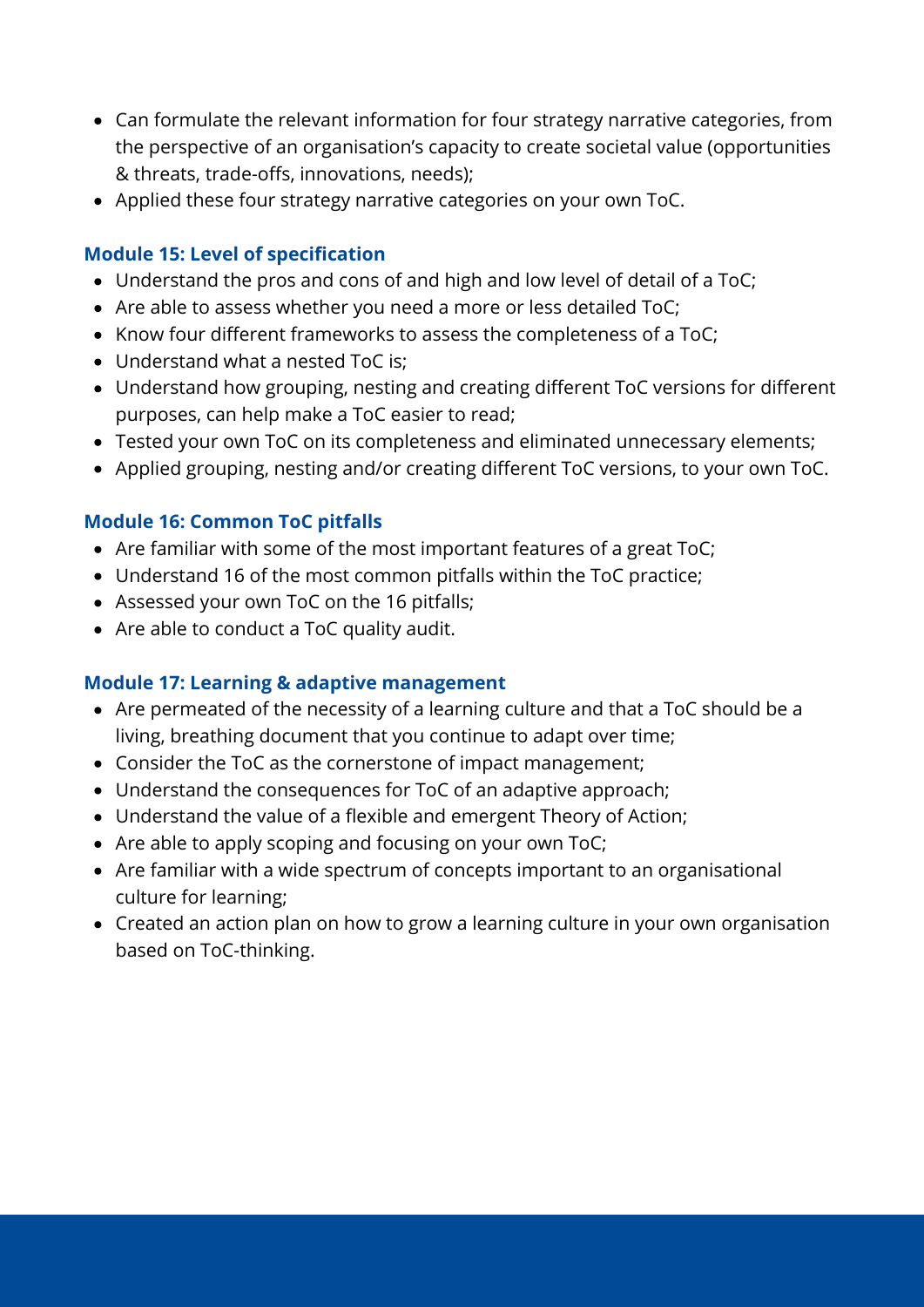- Can formulate the relevant information for four strategy narrative categories, from the perspective of an organisation's capacity to create societal value (opportunities & threats, trade-offs, innovations, needs);
- Applied these four strategy narrative categories on your own ToC.

### Module 15: Level of specification

- Understand the pros and cons of and high and low level of detail of a ToC;
- Are able to assess whether you need a more or less detailed ToC;
- Know four different frameworks to assess the completeness of a ToC;
- Understand what a nested ToC is;
- Understand how grouping, nesting and creating different ToC versions for different purposes, can help make a ToC easier to read;
- Tested your own ToC on its completeness and eliminated unnecessary elements;
- Applied grouping, nesting and/or creating different ToC versions, to your own ToC.

### Module 16: Common ToC pitfalls

- Are familiar with some of the most important features of a great ToC;
- Understand 16 of the most common pitfalls within the ToC practice;
- Assessed your own ToC on the 16 pitfalls;
- Are able to conduct a ToC quality audit.

### Module 17: Learning & adaptive management

- Are permeated of the necessity of a learning culture and that a ToC should be a living, breathing document that you continue to adapt over time;
- Consider the ToC as the cornerstone of impact management;
- Understand the consequences for ToC of an adaptive approach;
- Understand the value of a flexible and emergent Theory of Action;
- Are able to apply scoping and focusing on your own ToC;
- Are familiar with a wide spectrum of concepts important to an organisational culture for learning;
- Created an action plan on how to grow a learning culture in your own organisation based on ToC-thinking.